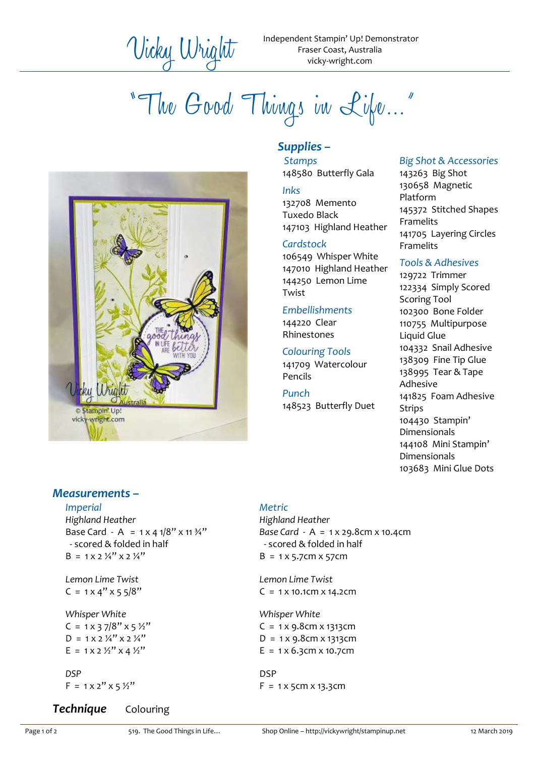Vicky Wright

Independent Stampin' Up! Demonstrator
Fraser Coast, Australia
vicky-wright.com

# "The Good Things in Life..."

## Supplies –

*Stamps*
148580 Butterfly Gala

*Inks*
132708 Memento Tuxedo Black
147103 Highland Heather

*Cardstock*
106549 Whisper White
147010 Highland Heather
144250 Lemon Lime Twist

*Embellishments*
144220 Clear Rhinestones

*Colouring Tools*
141709 Watercolour Pencils

*Punch*
148523 Butterfly Duet

*Big Shot & Accessories*
143263 Big Shot
130658 Magnetic Platform
145372 Stitched Shapes Framelits
141705 Layering Circles Framelits

*Tools & Adhesives*
129722 Trimmer
122334 Simply Scored Scoring Tool
102300 Bone Folder
110755 Multipurpose Liquid Glue
104332 Snail Adhesive
138309 Fine Tip Glue
138995 Tear & Tape Adhesive
141825 Foam Adhesive Strips
104430 Stampin' Dimensionals
144108 Mini Stampin' Dimensionals
103683 Mini Glue Dots

## Measurements –

*Imperial*

*Highland Heather*
Base Card - A = 1 x 4 1/8" x 11 ¾"
- scored & folded in half
B = 1 x 2 ¼" x 2 ¼"

*Lemon Lime Twist*
C = 1 x 4" x 5 5/8"

*Whisper White*
C = 1 x 3 7/8" x 5 ½"
D = 1 x 2 ¼" x 2 ¼"
E = 1 x 2 ½" x 4 ½"

*DSP*
F = 1 x 2" x 5 ½"

*Metric*

*Highland Heather*
*Base Card* - A = 1 x 29.8cm x 10.4cm
- scored & folded in half
B = 1 x 5.7cm x 57cm

*Lemon Lime Twist*
C = 1 x 10.1cm x 14.2cm

*Whisper White*
C = 1 x 9.8cm x 1313cm
D = 1 x 9.8cm x 1313cm
E = 1 x 6.3cm x 10.7cm

DSP
F = 1 x 5cm x 13.3cm

**Technique** Colouring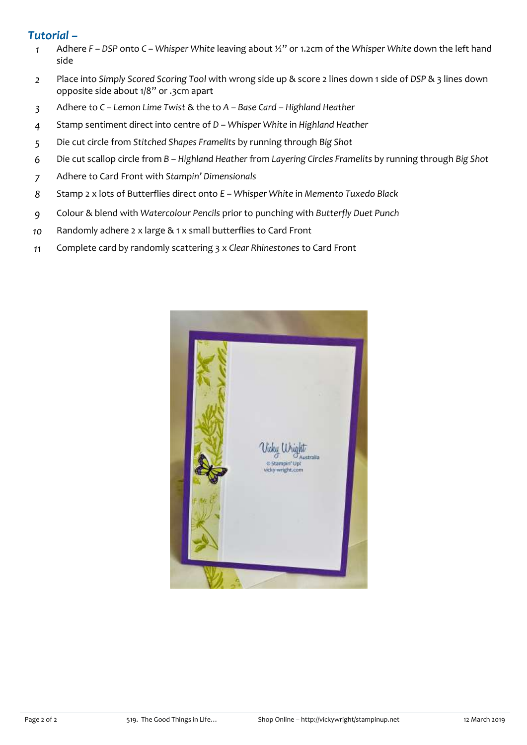## *Tutorial –*

1. Adhere *F – DSP* onto *C – Whisper White* leaving about ½" or 1.2cm of the *Whisper White* down the left hand side
2. Place into *Simply Scored Scoring Tool* with wrong side up & score 2 lines down 1 side of *DSP* & 3 lines down opposite side about 1/8" or .3cm apart
3. Adhere to *C – Lemon Lime Twist* & the to *A – Base Card – Highland Heather*
4. Stamp sentiment direct into centre of *D – Whisper White* in *Highland Heather*
5. Die cut circle from *Stitched Shapes Framelits* by running through *Big Shot*
6. Die cut scallop circle from *B – Highland Heather* from *Layering Circles Framelits* by running through *Big Shot*
7. Adhere to Card Front with *Stampin' Dimensionals*
8. Stamp 2 x lots of Butterflies direct onto *E – Whisper White* in *Memento Tuxedo Black*
9. Colour & blend with *Watercolour Pencils* prior to punching with *Butterfly Duet Punch*
10. Randomly adhere 2 x large & 1 x small butterflies to Card Front
11. Complete card by randomly scattering 3 x *Clear Rhinestones* to Card Front